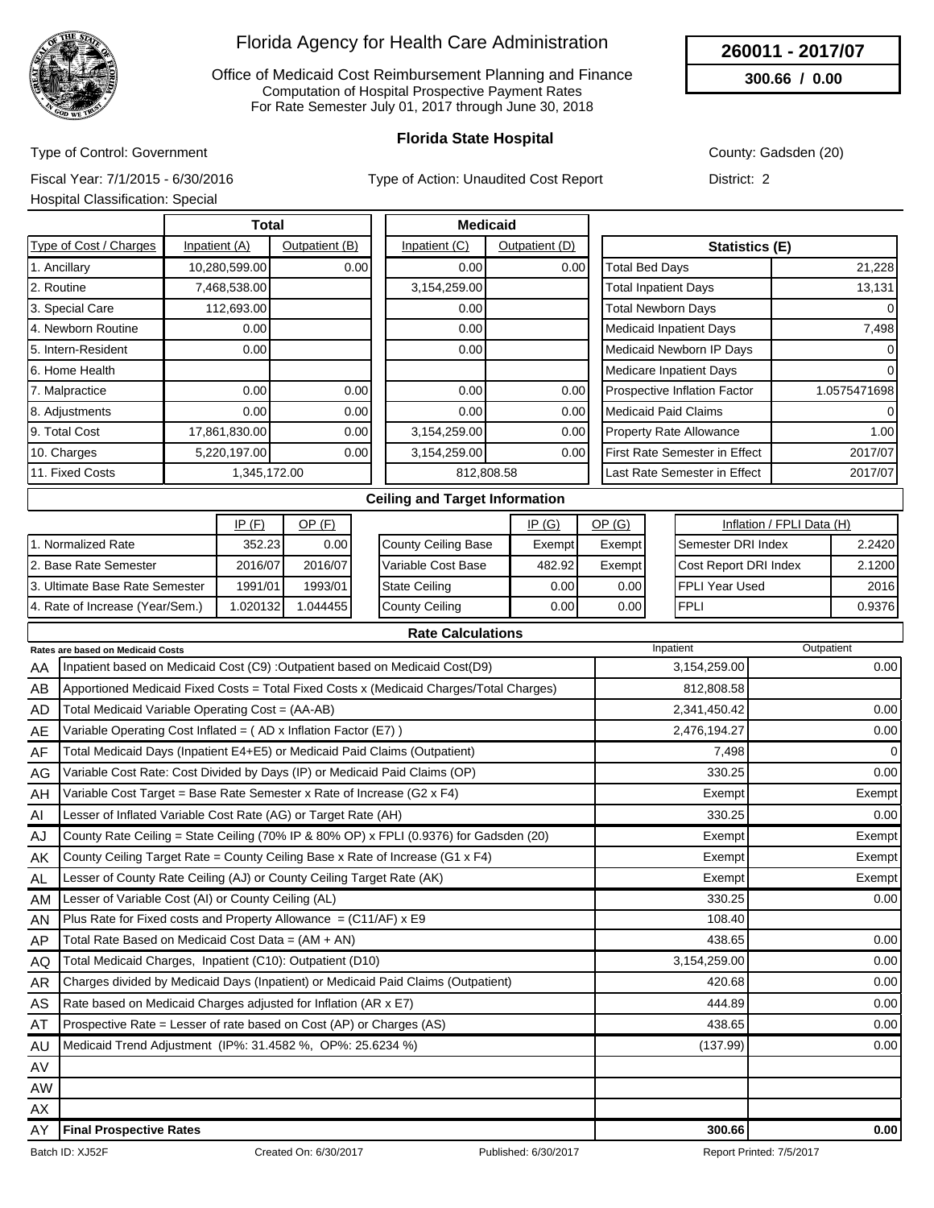# Florida Agency for Health Care Administration

Office of Medicaid Cost Reimbursement Planning and Finance
Computation of Hospital Prospective Payment Rates
For Rate Semester July 01, 2017 through June 30, 2018

**260011 - 2017/07**

**300.66 / 0.00**

## Florida State Hospital

Type of Control: Government

County: Gadsden (20)

Fiscal Year: 7/1/2015 - 6/30/2016

Type of Action: Unaudited Cost Report

District: 2

Hospital Classification: Special

| Type of Cost / Charges | Total Inpatient (A) | Total Outpatient (B) | Medicaid Inpatient (C) | Medicaid Outpatient (D) |
|---|---|---|---|---|
| 1. Ancillary | 10,280,599.00 | 0.00 | 0.00 | 0.00 |
| 2. Routine | 7,468,538.00 | | 3,154,259.00 | |
| 3. Special Care | 112,693.00 | | 0.00 | |
| 4. Newborn Routine | 0.00 | | 0.00 | |
| 5. Intern-Resident | 0.00 | | 0.00 | |
| 6. Home Health | | | | |
| 7. Malpractice | 0.00 | 0.00 | 0.00 | 0.00 |
| 8. Adjustments | 0.00 | 0.00 | 0.00 | 0.00 |
| 9. Total Cost | 17,861,830.00 | 0.00 | 3,154,259.00 | 0.00 |
| 10. Charges | 5,220,197.00 | 0.00 | 3,154,259.00 | 0.00 |
| 11. Fixed Costs | 1,345,172.00 | | 812,808.58 | |

| Statistics (E) | |
|---|---|
| Total Bed Days | 21,228 |
| Total Inpatient Days | 13,131 |
| Total Newborn Days | 0 |
| Medicaid Inpatient Days | 7,498 |
| Medicaid Newborn IP Days | 0 |
| Medicare Inpatient Days | 0 |
| Prospective Inflation Factor | 1.0575471698 |
| Medicaid Paid Claims | 0 |
| Property Rate Allowance | 1.00 |
| First Rate Semester in Effect | 2017/07 |
| Last Rate Semester in Effect | 2017/07 |

### Ceiling and Target Information

| | IP (F) | OP (F) |
|---|---|---|
| 1. Normalized Rate | 352.23 | 0.00 |
| 2. Base Rate Semester | 2016/07 | 2016/07 |
| 3. Ultimate Base Rate Semester | 1991/01 | 1993/01 |
| 4. Rate of Increase (Year/Sem.) | 1.020132 | 1.044455 |

| | IP (G) | OP (G) |
|---|---|---|
| County Ceiling Base | Exempt | Exempt |
| Variable Cost Base | 482.92 | Exempt |
| State Ceiling | 0.00 | 0.00 |
| County Ceiling | 0.00 | 0.00 |

| Inflation / FPLI Data (H) | |
|---|---|
| Semester DRI Index | 2.2420 |
| Cost Report DRI Index | 2.1200 |
| FPLI Year Used | 2016 |
| FPLI | 0.9376 |

### Rate Calculations

| | Rates are based on Medicaid Costs | Inpatient | Outpatient |
|---|---|---|---|
| AA | Inpatient based on Medicaid Cost (C9) :Outpatient based on Medicaid Cost(D9) | 3,154,259.00 | 0.00 |
| AB | Apportioned Medicaid Fixed Costs = Total Fixed Costs x (Medicaid Charges/Total Charges) | 812,808.58 | |
| AD | Total Medicaid Variable Operating Cost = (AA-AB) | 2,341,450.42 | 0.00 |
| AE | Variable Operating Cost Inflated = ( AD x Inflation Factor (E7) ) | 2,476,194.27 | 0.00 |
| AF | Total Medicaid Days (Inpatient E4+E5) or Medicaid Paid Claims (Outpatient) | 7,498 | 0 |
| AG | Variable Cost Rate: Cost Divided by Days (IP) or Medicaid Paid Claims (OP) | 330.25 | 0.00 |
| AH | Variable Cost Target = Base Rate Semester x Rate of Increase (G2 x F4) | Exempt | Exempt |
| AI | Lesser of Inflated Variable Cost Rate (AG) or Target Rate (AH) | 330.25 | 0.00 |
| AJ | County Rate Ceiling = State Ceiling (70% IP & 80% OP) x FPLI (0.9376) for Gadsden (20) | Exempt | Exempt |
| AK | County Ceiling Target Rate = County Ceiling Base x Rate of Increase (G1 x F4) | Exempt | Exempt |
| AL | Lesser of County Rate Ceiling (AJ) or County Ceiling Target Rate (AK) | Exempt | Exempt |
| AM | Lesser of Variable Cost (AI) or County Ceiling (AL) | 330.25 | 0.00 |
| AN | Plus Rate for Fixed costs and Property Allowance = (C11/AF) x E9 | 108.40 | |
| AP | Total Rate Based on Medicaid Cost Data = (AM + AN) | 438.65 | 0.00 |
| AQ | Total Medicaid Charges, Inpatient (C10): Outpatient (D10) | 3,154,259.00 | 0.00 |
| AR | Charges divided by Medicaid Days (Inpatient) or Medicaid Paid Claims (Outpatient) | 420.68 | 0.00 |
| AS | Rate based on Medicaid Charges adjusted for Inflation (AR x E7) | 444.89 | 0.00 |
| AT | Prospective Rate = Lesser of rate based on Cost (AP) or Charges (AS) | 438.65 | 0.00 |
| AU | Medicaid Trend Adjustment (IP%: 31.4582 %, OP%: 25.6234 %) | (137.99) | 0.00 |
| AV | | | |
| AW | | | |
| AX | | | |
| AY | **Final Prospective Rates** | **300.66** | **0.00** |

Batch ID: XJ52F    Created On: 6/30/2017    Published: 6/30/2017    Report Printed: 7/5/2017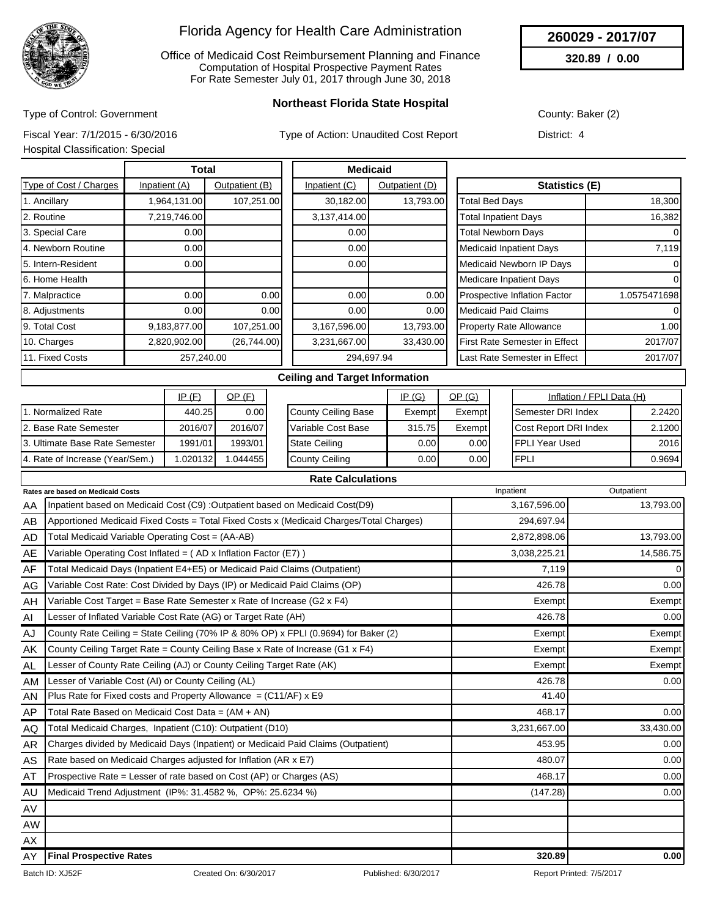# Florida Agency for Health Care Administration

Office of Medicaid Cost Reimbursement Planning and Finance
Computation of Hospital Prospective Payment Rates
For Rate Semester July 01, 2017 through June 30, 2018

**260029 - 2017/07**

**320.89 / 0.00**

## Northeast Florida State Hospital

Type of Control: Government

County: Baker (2)

Fiscal Year: 7/1/2015 - 6/30/2016

Type of Action: Unaudited Cost Report

District: 4

Hospital Classification: Special

| Type of Cost / Charges | Total Inpatient (A) | Total Outpatient (B) | Medicaid Inpatient (C) | Medicaid Outpatient (D) |
|---|---|---|---|---|
| 1. Ancillary | 1,964,131.00 | 107,251.00 | 30,182.00 | 13,793.00 |
| 2. Routine | 7,219,746.00 | | 3,137,414.00 | |
| 3. Special Care | 0.00 | | 0.00 | |
| 4. Newborn Routine | 0.00 | | 0.00 | |
| 5. Intern-Resident | 0.00 | | 0.00 | |
| 6. Home Health | | | | |
| 7. Malpractice | 0.00 | 0.00 | 0.00 | 0.00 |
| 8. Adjustments | 0.00 | 0.00 | 0.00 | 0.00 |
| 9. Total Cost | 9,183,877.00 | 107,251.00 | 3,167,596.00 | 13,793.00 |
| 10. Charges | 2,820,902.00 | (26,744.00) | 3,231,667.00 | 33,430.00 |
| 11. Fixed Costs | 257,240.00 | | 294,697.94 | |

| Statistics (E) | |
|---|---|
| Total Bed Days | 18,300 |
| Total Inpatient Days | 16,382 |
| Total Newborn Days | 0 |
| Medicaid Inpatient Days | 7,119 |
| Medicaid Newborn IP Days | 0 |
| Medicare Inpatient Days | 0 |
| Prospective Inflation Factor | 1.0575471698 |
| Medicaid Paid Claims | 0 |
| Property Rate Allowance | 1.00 |
| First Rate Semester in Effect | 2017/07 |
| Last Rate Semester in Effect | 2017/07 |

### Ceiling and Target Information

| | IP (F) | OP (F) |
|---|---|---|
| 1. Normalized Rate | 440.25 | 0.00 |
| 2. Base Rate Semester | 2016/07 | 2016/07 |
| 3. Ultimate Base Rate Semester | 1991/01 | 1993/01 |
| 4. Rate of Increase (Year/Sem.) | 1.020132 | 1.044455 |

| | IP (G) | OP (G) |
|---|---|---|
| County Ceiling Base | Exempt | Exempt |
| Variable Cost Base | 315.75 | Exempt |
| State Ceiling | 0.00 | 0.00 |
| County Ceiling | 0.00 | 0.00 |

| Inflation / FPLI Data (H) | |
|---|---|
| Semester DRI Index | 2.2420 |
| Cost Report DRI Index | 2.1200 |
| FPLI Year Used | 2016 |
| FPLI | 0.9694 |

### Rate Calculations

| | Rates are based on Medicaid Costs | Inpatient | Outpatient |
|---|---|---|---|
| AA | Inpatient based on Medicaid Cost (C9) :Outpatient based on Medicaid Cost(D9) | 3,167,596.00 | 13,793.00 |
| AB | Apportioned Medicaid Fixed Costs = Total Fixed Costs x (Medicaid Charges/Total Charges) | 294,697.94 | |
| AD | Total Medicaid Variable Operating Cost = (AA-AB) | 2,872,898.06 | 13,793.00 |
| AE | Variable Operating Cost Inflated = ( AD x Inflation Factor (E7) ) | 3,038,225.21 | 14,586.75 |
| AF | Total Medicaid Days (Inpatient E4+E5) or Medicaid Paid Claims (Outpatient) | 7,119 | 0 |
| AG | Variable Cost Rate: Cost Divided by Days (IP) or Medicaid Paid Claims (OP) | 426.78 | 0.00 |
| AH | Variable Cost Target = Base Rate Semester x Rate of Increase (G2 x F4) | Exempt | Exempt |
| AI | Lesser of Inflated Variable Cost Rate (AG) or Target Rate (AH) | 426.78 | 0.00 |
| AJ | County Rate Ceiling = State Ceiling (70% IP & 80% OP) x FPLI (0.9694) for Baker (2) | Exempt | Exempt |
| AK | County Ceiling Target Rate = County Ceiling Base x Rate of Increase (G1 x F4) | Exempt | Exempt |
| AL | Lesser of County Rate Ceiling (AJ) or County Ceiling Target Rate (AK) | Exempt | Exempt |
| AM | Lesser of Variable Cost (AI) or County Ceiling (AL) | 426.78 | 0.00 |
| AN | Plus Rate for Fixed costs and Property Allowance = (C11/AF) x E9 | 41.40 | |
| AP | Total Rate Based on Medicaid Cost Data = (AM + AN) | 468.17 | 0.00 |
| AQ | Total Medicaid Charges, Inpatient (C10): Outpatient (D10) | 3,231,667.00 | 33,430.00 |
| AR | Charges divided by Medicaid Days (Inpatient) or Medicaid Paid Claims (Outpatient) | 453.95 | 0.00 |
| AS | Rate based on Medicaid Charges adjusted for Inflation (AR x E7) | 480.07 | 0.00 |
| AT | Prospective Rate = Lesser of rate based on Cost (AP) or Charges (AS) | 468.17 | 0.00 |
| AU | Medicaid Trend Adjustment (IP%: 31.4582 %, OP%: 25.6234 %) | (147.28) | 0.00 |
| AV | | | |
| AW | | | |
| AX | | | |
| AY | **Final Prospective Rates** | **320.89** | **0.00** |

Batch ID: XJ52F Created On: 6/30/2017 Published: 6/30/2017 Report Printed: 7/5/2017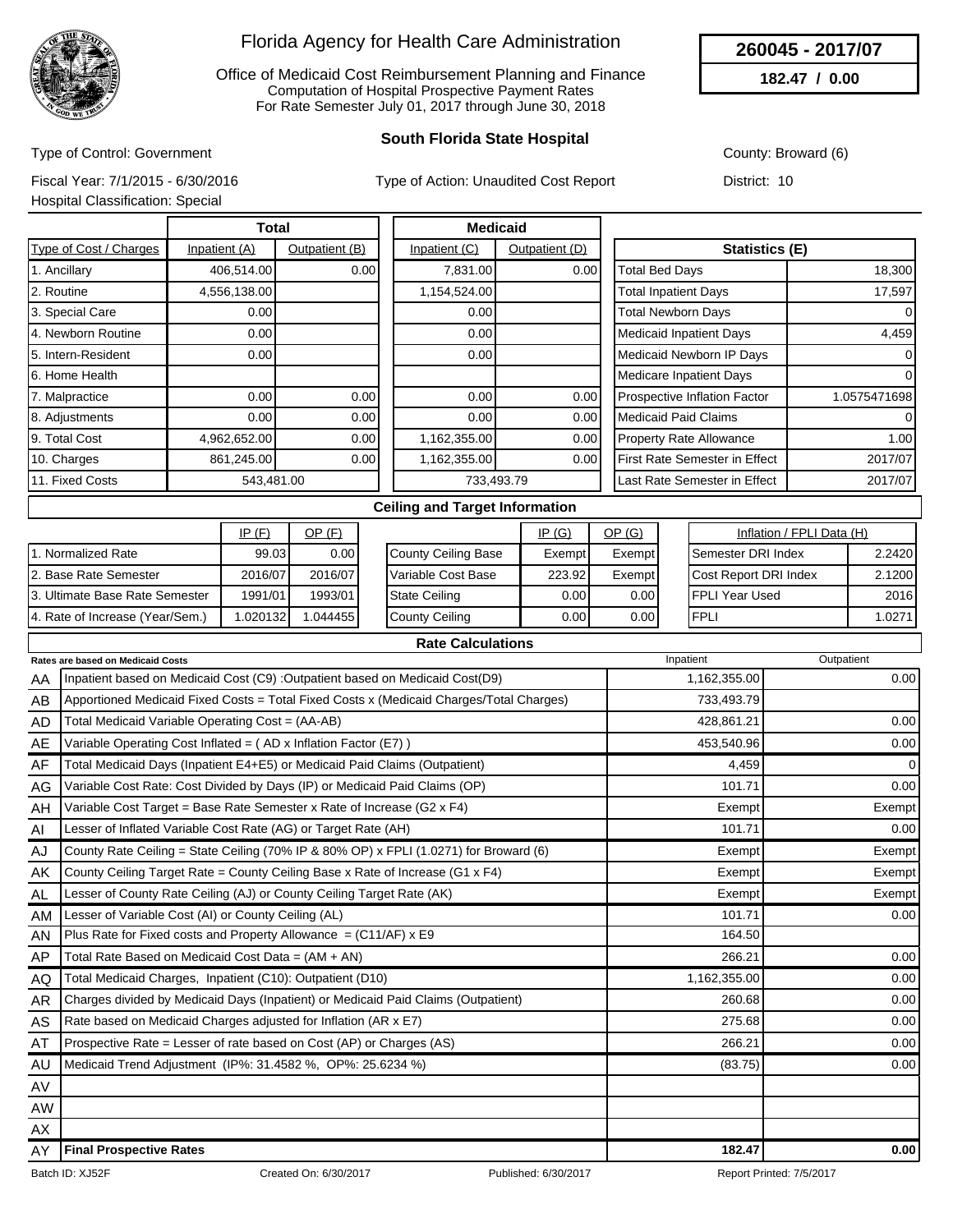# Florida Agency for Health Care Administration

Office of Medicaid Cost Reimbursement Planning and Finance
Computation of Hospital Prospective Payment Rates
For Rate Semester July 01, 2017 through June 30, 2018

**260045 - 2017/07**

**182.47 / 0.00**

## South Florida State Hospital

Type of Control: Government

County: Broward (6)

Fiscal Year: 7/1/2015 - 6/30/2016

Type of Action: Unaudited Cost Report

District: 10

Hospital Classification: Special

| Type of Cost / Charges | Total Inpatient (A) | Total Outpatient (B) | Medicaid Inpatient (C) | Medicaid Outpatient (D) |
|---|---|---|---|---|
| 1. Ancillary | 406,514.00 | 0.00 | 7,831.00 | 0.00 |
| 2. Routine | 4,556,138.00 | | 1,154,524.00 | |
| 3. Special Care | 0.00 | | 0.00 | |
| 4. Newborn Routine | 0.00 | | 0.00 | |
| 5. Intern-Resident | 0.00 | | 0.00 | |
| 6. Home Health | | | | |
| 7. Malpractice | 0.00 | 0.00 | 0.00 | 0.00 |
| 8. Adjustments | 0.00 | 0.00 | 0.00 | 0.00 |
| 9. Total Cost | 4,962,652.00 | 0.00 | 1,162,355.00 | 0.00 |
| 10. Charges | 861,245.00 | 0.00 | 1,162,355.00 | 0.00 |
| 11. Fixed Costs | 543,481.00 | | 733,493.79 | |

| Statistics (E) | |
|---|---|
| Total Bed Days | 18,300 |
| Total Inpatient Days | 17,597 |
| Total Newborn Days | 0 |
| Medicaid Inpatient Days | 4,459 |
| Medicaid Newborn IP Days | 0 |
| Medicare Inpatient Days | 0 |
| Prospective Inflation Factor | 1.0575471698 |
| Medicaid Paid Claims | 0 |
| Property Rate Allowance | 1.00 |
| First Rate Semester in Effect | 2017/07 |
| Last Rate Semester in Effect | 2017/07 |

### Ceiling and Target Information

| | IP (F) | OP (F) |
|---|---|---|
| 1. Normalized Rate | 99.03 | 0.00 |
| 2. Base Rate Semester | 2016/07 | 2016/07 |
| 3. Ultimate Base Rate Semester | 1991/01 | 1993/01 |
| 4. Rate of Increase (Year/Sem.) | 1.020132 | 1.044455 |

| | IP (G) | OP (G) |
|---|---|---|
| County Ceiling Base | Exempt | Exempt |
| Variable Cost Base | 223.92 | Exempt |
| State Ceiling | 0.00 | 0.00 |
| County Ceiling | 0.00 | 0.00 |

| Inflation / FPLI Data (H) | |
|---|---|
| Semester DRI Index | 2.2420 |
| Cost Report DRI Index | 2.1200 |
| FPLI Year Used | 2016 |
| FPLI | 1.0271 |

### Rate Calculations

| | Rates are based on Medicaid Costs | Inpatient | Outpatient |
|---|---|---|---|
| AA | Inpatient based on Medicaid Cost (C9) :Outpatient based on Medicaid Cost(D9) | 1,162,355.00 | 0.00 |
| AB | Apportioned Medicaid Fixed Costs = Total Fixed Costs x (Medicaid Charges/Total Charges) | 733,493.79 | |
| AD | Total Medicaid Variable Operating Cost = (AA-AB) | 428,861.21 | 0.00 |
| AE | Variable Operating Cost Inflated = ( AD x Inflation Factor (E7) ) | 453,540.96 | 0.00 |
| AF | Total Medicaid Days (Inpatient E4+E5) or Medicaid Paid Claims (Outpatient) | 4,459 | 0 |
| AG | Variable Cost Rate: Cost Divided by Days (IP) or Medicaid Paid Claims (OP) | 101.71 | 0.00 |
| AH | Variable Cost Target = Base Rate Semester x Rate of Increase (G2 x F4) | Exempt | Exempt |
| AI | Lesser of Inflated Variable Cost Rate (AG) or Target Rate (AH) | 101.71 | 0.00 |
| AJ | County Rate Ceiling = State Ceiling (70% IP & 80% OP) x FPLI (1.0271) for Broward (6) | Exempt | Exempt |
| AK | County Ceiling Target Rate = County Ceiling Base x Rate of Increase (G1 x F4) | Exempt | Exempt |
| AL | Lesser of County Rate Ceiling (AJ) or County Ceiling Target Rate (AK) | Exempt | Exempt |
| AM | Lesser of Variable Cost (AI) or County Ceiling (AL) | 101.71 | 0.00 |
| AN | Plus Rate for Fixed costs and Property Allowance = (C11/AF) x E9 | 164.50 | |
| AP | Total Rate Based on Medicaid Cost Data = (AM + AN) | 266.21 | 0.00 |
| AQ | Total Medicaid Charges, Inpatient (C10): Outpatient (D10) | 1,162,355.00 | 0.00 |
| AR | Charges divided by Medicaid Days (Inpatient) or Medicaid Paid Claims (Outpatient) | 260.68 | 0.00 |
| AS | Rate based on Medicaid Charges adjusted for Inflation (AR x E7) | 275.68 | 0.00 |
| AT | Prospective Rate = Lesser of rate based on Cost (AP) or Charges (AS) | 266.21 | 0.00 |
| AU | Medicaid Trend Adjustment (IP%: 31.4582 %, OP%: 25.6234 %) | (83.75) | 0.00 |
| AV | | | |
| AW | | | |
| AX | | | |
| AY | **Final Prospective Rates** | **182.47** | **0.00** |

Batch ID: XJ52F | Created On: 6/30/2017 | Published: 6/30/2017 | Report Printed: 7/5/2017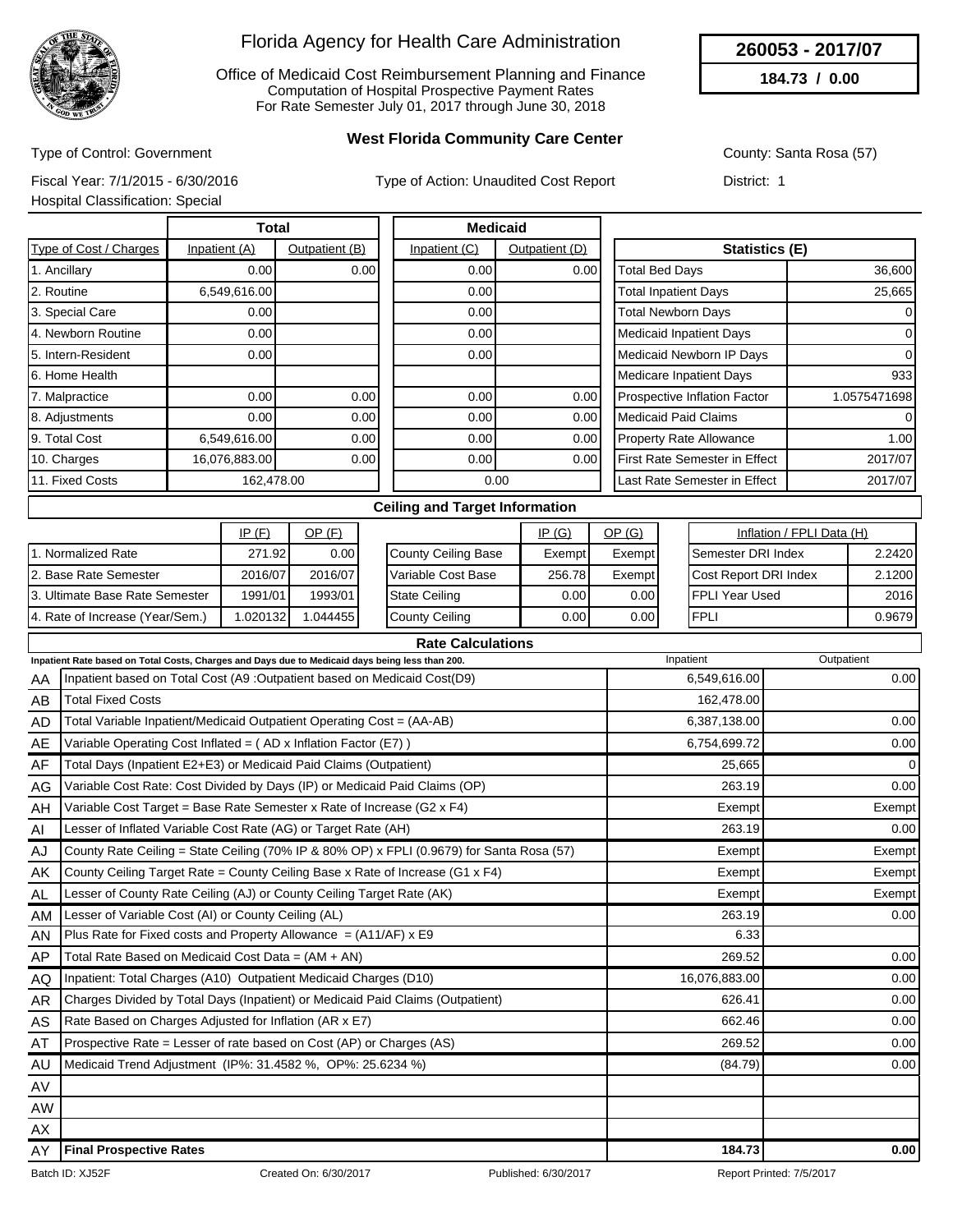# Florida Agency for Health Care Administration

Office of Medicaid Cost Reimbursement Planning and Finance
Computation of Hospital Prospective Payment Rates
For Rate Semester July 01, 2017 through June 30, 2018

**260053 - 2017/07**

**184.73 / 0.00**

## West Florida Community Care Center

Type of Control: Government

County: Santa Rosa (57)

Fiscal Year: 7/1/2015 - 6/30/2016

Type of Action: Unaudited Cost Report

District: 1

Hospital Classification: Special

| Type of Cost / Charges | Total Inpatient (A) | Total Outpatient (B) | Medicaid Inpatient (C) | Medicaid Outpatient (D) |
|---|---|---|---|---|
| 1. Ancillary | 0.00 | 0.00 | 0.00 | 0.00 |
| 2. Routine | 6,549,616.00 | | 0.00 | |
| 3. Special Care | 0.00 | | 0.00 | |
| 4. Newborn Routine | 0.00 | | 0.00 | |
| 5. Intern-Resident | 0.00 | | 0.00 | |
| 6. Home Health | | | | |
| 7. Malpractice | 0.00 | 0.00 | 0.00 | 0.00 |
| 8. Adjustments | 0.00 | 0.00 | 0.00 | 0.00 |
| 9. Total Cost | 6,549,616.00 | 0.00 | 0.00 | 0.00 |
| 10. Charges | 16,076,883.00 | 0.00 | 0.00 | 0.00 |
| 11. Fixed Costs | 162,478.00 | | 0.00 | |

| Statistics (E) | |
|---|---|
| Total Bed Days | 36,600 |
| Total Inpatient Days | 25,665 |
| Total Newborn Days | 0 |
| Medicaid Inpatient Days | 0 |
| Medicaid Newborn IP Days | 0 |
| Medicare Inpatient Days | 933 |
| Prospective Inflation Factor | 1.0575471698 |
| Medicaid Paid Claims | 0 |
| Property Rate Allowance | 1.00 |
| First Rate Semester in Effect | 2017/07 |
| Last Rate Semester in Effect | 2017/07 |

### Ceiling and Target Information

| | IP (F) | OP (F) |
|---|---|---|
| 1. Normalized Rate | 271.92 | 0.00 |
| 2. Base Rate Semester | 2016/07 | 2016/07 |
| 3. Ultimate Base Rate Semester | 1991/01 | 1993/01 |
| 4. Rate of Increase (Year/Sem.) | 1.020132 | 1.044455 |

| | IP (G) | OP (G) |
|---|---|---|
| County Ceiling Base | Exempt | Exempt |
| Variable Cost Base | 256.78 | Exempt |
| State Ceiling | 0.00 | 0.00 |
| County Ceiling | 0.00 | 0.00 |

| Inflation / FPLI Data (H) | |
|---|---|
| Semester DRI Index | 2.2420 |
| Cost Report DRI Index | 2.1200 |
| FPLI Year Used | 2016 |
| FPLI | 0.9679 |

### Rate Calculations

Inpatient Rate based on Total Costs, Charges and Days due to Medicaid days being less than 200.

| | | Inpatient | Outpatient |
|---|---|---|---|
| AA | Inpatient based on Total Cost (A9 :Outpatient based on Medicaid Cost(D9) | 6,549,616.00 | 0.00 |
| AB | Total Fixed Costs | 162,478.00 | |
| AD | Total Variable Inpatient/Medicaid Outpatient Operating Cost = (AA-AB) | 6,387,138.00 | 0.00 |
| AE | Variable Operating Cost Inflated = ( AD x Inflation Factor (E7) ) | 6,754,699.72 | 0.00 |
| AF | Total Days (Inpatient E2+E3) or Medicaid Paid Claims (Outpatient) | 25,665 | 0 |
| AG | Variable Cost Rate: Cost Divided by Days (IP) or Medicaid Paid Claims (OP) | 263.19 | 0.00 |
| AH | Variable Cost Target = Base Rate Semester x Rate of Increase (G2 x F4) | Exempt | Exempt |
| AI | Lesser of Inflated Variable Cost Rate (AG) or Target Rate (AH) | 263.19 | 0.00 |
| AJ | County Rate Ceiling = State Ceiling (70% IP & 80% OP) x FPLI (0.9679) for Santa Rosa (57) | Exempt | Exempt |
| AK | County Ceiling Target Rate = County Ceiling Base x Rate of Increase (G1 x F4) | Exempt | Exempt |
| AL | Lesser of County Rate Ceiling (AJ) or County Ceiling Target Rate (AK) | Exempt | Exempt |
| AM | Lesser of Variable Cost (AI) or County Ceiling (AL) | 263.19 | 0.00 |
| AN | Plus Rate for Fixed costs and Property Allowance = (A11/AF) x E9 | 6.33 | |
| AP | Total Rate Based on Medicaid Cost Data = (AM + AN) | 269.52 | 0.00 |
| AQ | Inpatient: Total Charges (A10) Outpatient Medicaid Charges (D10) | 16,076,883.00 | 0.00 |
| AR | Charges Divided by Total Days (Inpatient) or Medicaid Paid Claims (Outpatient) | 626.41 | 0.00 |
| AS | Rate Based on Charges Adjusted for Inflation (AR x E7) | 662.46 | 0.00 |
| AT | Prospective Rate = Lesser of rate based on Cost (AP) or Charges (AS) | 269.52 | 0.00 |
| AU | Medicaid Trend Adjustment (IP%: 31.4582 %, OP%: 25.6234 %) | (84.79) | 0.00 |
| AV | | | |
| AW | | | |
| AX | | | |
| AY | **Final Prospective Rates** | **184.73** | **0.00** |

Batch ID: XJ52F  Created On: 6/30/2017  Published: 6/30/2017  Report Printed: 7/5/2017